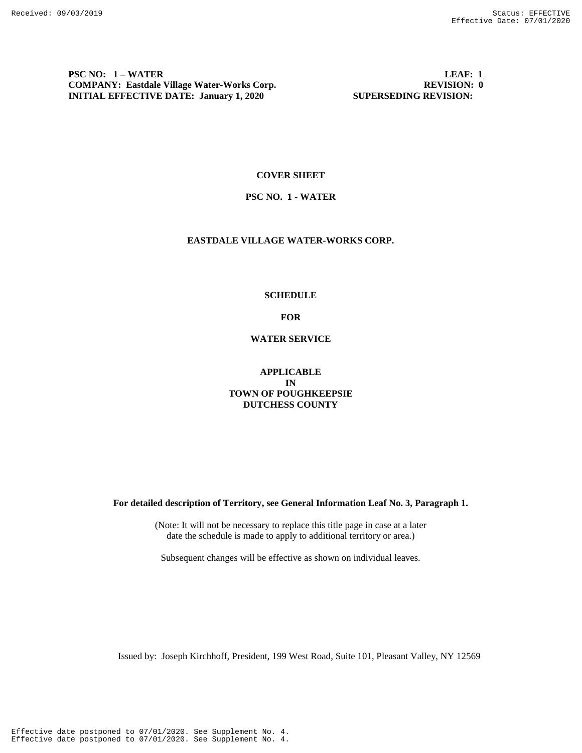**PSC NO: 1 – WATER** **LEAF: 1**
**COMPANY: Eastdale Village Water-Works Corp.** **REVISION: 0**
**INITIAL EFFECTIVE DATE: January 1, 2020** **SUPERSEDING REVISION:**

**COVER SHEET**

**PSC NO. 1 - WATER**

**EASTDALE VILLAGE WATER-WORKS CORP.**

**SCHEDULE**

**FOR**

**WATER SERVICE**

**APPLICABLE**
**IN**
**TOWN OF POUGHKEEPSIE**
**DUTCHESS COUNTY**

**For detailed description of Territory, see General Information Leaf No. 3, Paragraph 1.**

(Note: It will not be necessary to replace this title page in case at a later date the schedule is made to apply to additional territory or area.)

Subsequent changes will be effective as shown on individual leaves.

Issued by: Joseph Kirchhoff, President, 199 West Road, Suite 101, Pleasant Valley, NY 12569

Effective date postponed to 07/01/2020. See Supplement No. 4.
Effective date postponed to 07/01/2020. See Supplement No. 4.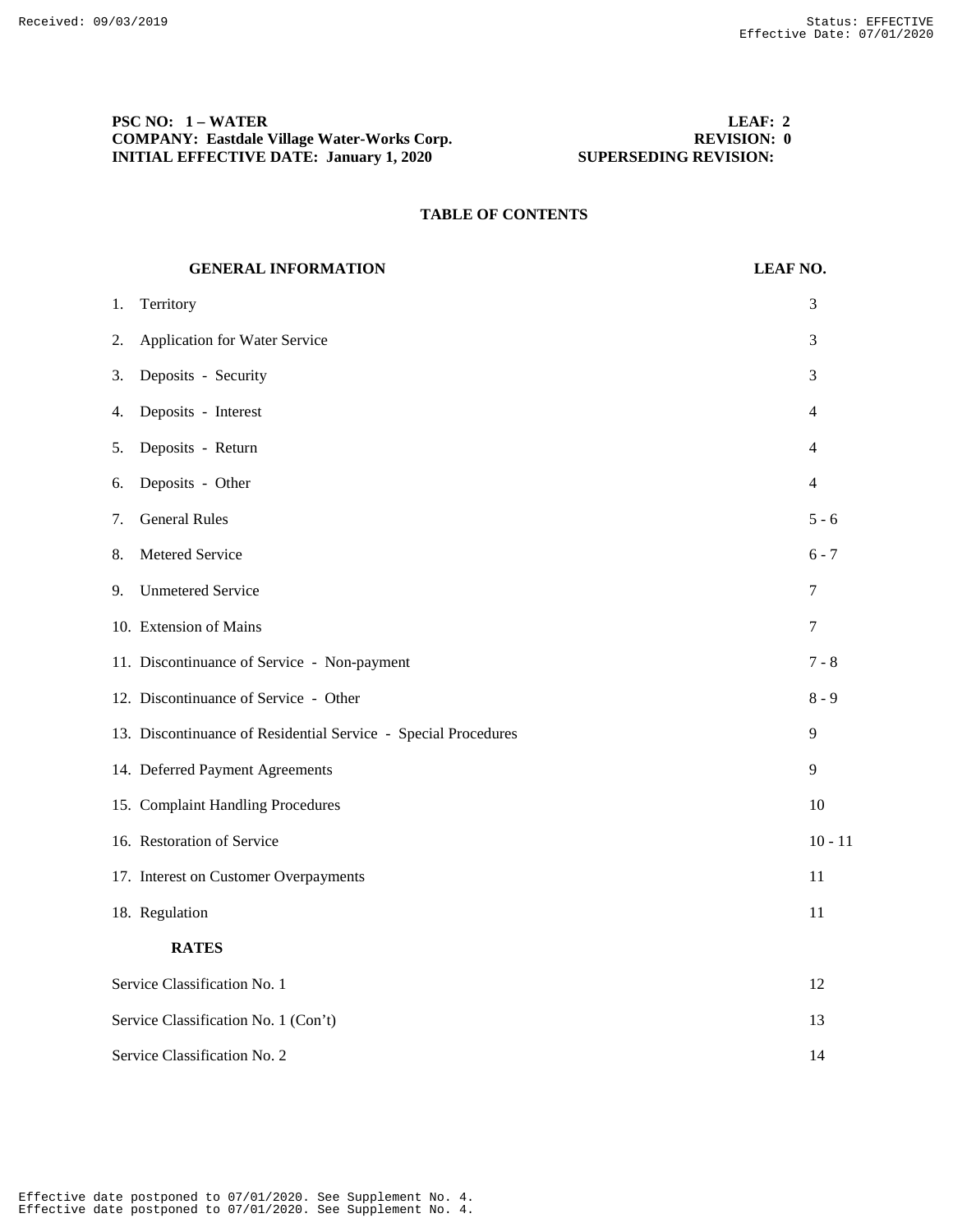**PSC NO: 1 – WATER** **LEAF: 2**
**COMPANY: Eastdale Village Water-Works Corp.** **REVISION: 0**
**INITIAL EFFECTIVE DATE: January 1, 2020** **SUPERSEDING REVISION:**

## TABLE OF CONTENTS

| GENERAL INFORMATION | LEAF NO. |
|---|---|
| 1. Territory | 3 |
| 2. Application for Water Service | 3 |
| 3. Deposits - Security | 3 |
| 4. Deposits - Interest | 4 |
| 5. Deposits - Return | 4 |
| 6. Deposits - Other | 4 |
| 7. General Rules | 5 - 6 |
| 8. Metered Service | 6 - 7 |
| 9. Unmetered Service | 7 |
| 10. Extension of Mains | 7 |
| 11. Discontinuance of Service - Non-payment | 7 - 8 |
| 12. Discontinuance of Service - Other | 8 - 9 |
| 13. Discontinuance of Residential Service - Special Procedures | 9 |
| 14. Deferred Payment Agreements | 9 |
| 15. Complaint Handling Procedures | 10 |
| 16. Restoration of Service | 10 - 11 |
| 17. Interest on Customer Overpayments | 11 |
| 18. Regulation | 11 |
| **RATES** | |
| Service Classification No. 1 | 12 |
| Service Classification No. 1 (Con't) | 13 |
| Service Classification No. 2 | 14 |

Effective date postponed to 07/01/2020. See Supplement No. 4.
Effective date postponed to 07/01/2020. See Supplement No. 4.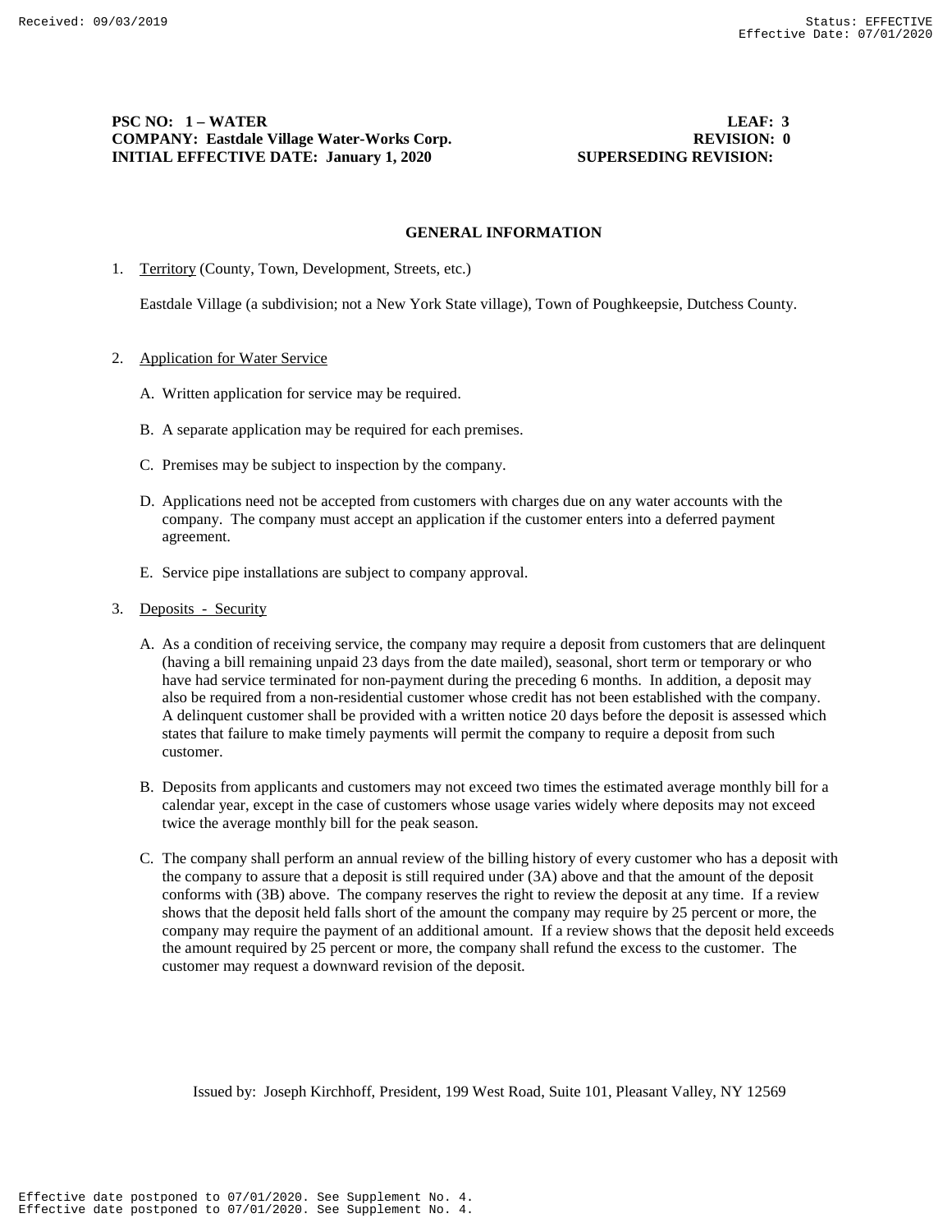**PSC NO: 1 – WATER** **LEAF: 3**
**COMPANY: Eastdale Village Water-Works Corp.** **REVISION: 0**
**INITIAL EFFECTIVE DATE: January 1, 2020** **SUPERSEDING REVISION:**

## GENERAL INFORMATION

1. Territory (County, Town, Development, Streets, etc.)

   Eastdale Village (a subdivision; not a New York State village), Town of Poughkeepsie, Dutchess County.

2. Application for Water Service

   A. Written application for service may be required.

   B. A separate application may be required for each premises.

   C. Premises may be subject to inspection by the company.

   D. Applications need not be accepted from customers with charges due on any water accounts with the company. The company must accept an application if the customer enters into a deferred payment agreement.

   E. Service pipe installations are subject to company approval.

3. Deposits - Security

   A. As a condition of receiving service, the company may require a deposit from customers that are delinquent (having a bill remaining unpaid 23 days from the date mailed), seasonal, short term or temporary or who have had service terminated for non-payment during the preceding 6 months. In addition, a deposit may also be required from a non-residential customer whose credit has not been established with the company. A delinquent customer shall be provided with a written notice 20 days before the deposit is assessed which states that failure to make timely payments will permit the company to require a deposit from such customer.

   B. Deposits from applicants and customers may not exceed two times the estimated average monthly bill for a calendar year, except in the case of customers whose usage varies widely where deposits may not exceed twice the average monthly bill for the peak season.

   C. The company shall perform an annual review of the billing history of every customer who has a deposit with the company to assure that a deposit is still required under (3A) above and that the amount of the deposit conforms with (3B) above. The company reserves the right to review the deposit at any time. If a review shows that the deposit held falls short of the amount the company may require by 25 percent or more, the company may require the payment of an additional amount. If a review shows that the deposit held exceeds the amount required by 25 percent or more, the company shall refund the excess to the customer. The customer may request a downward revision of the deposit.

Issued by: Joseph Kirchhoff, President, 199 West Road, Suite 101, Pleasant Valley, NY 12569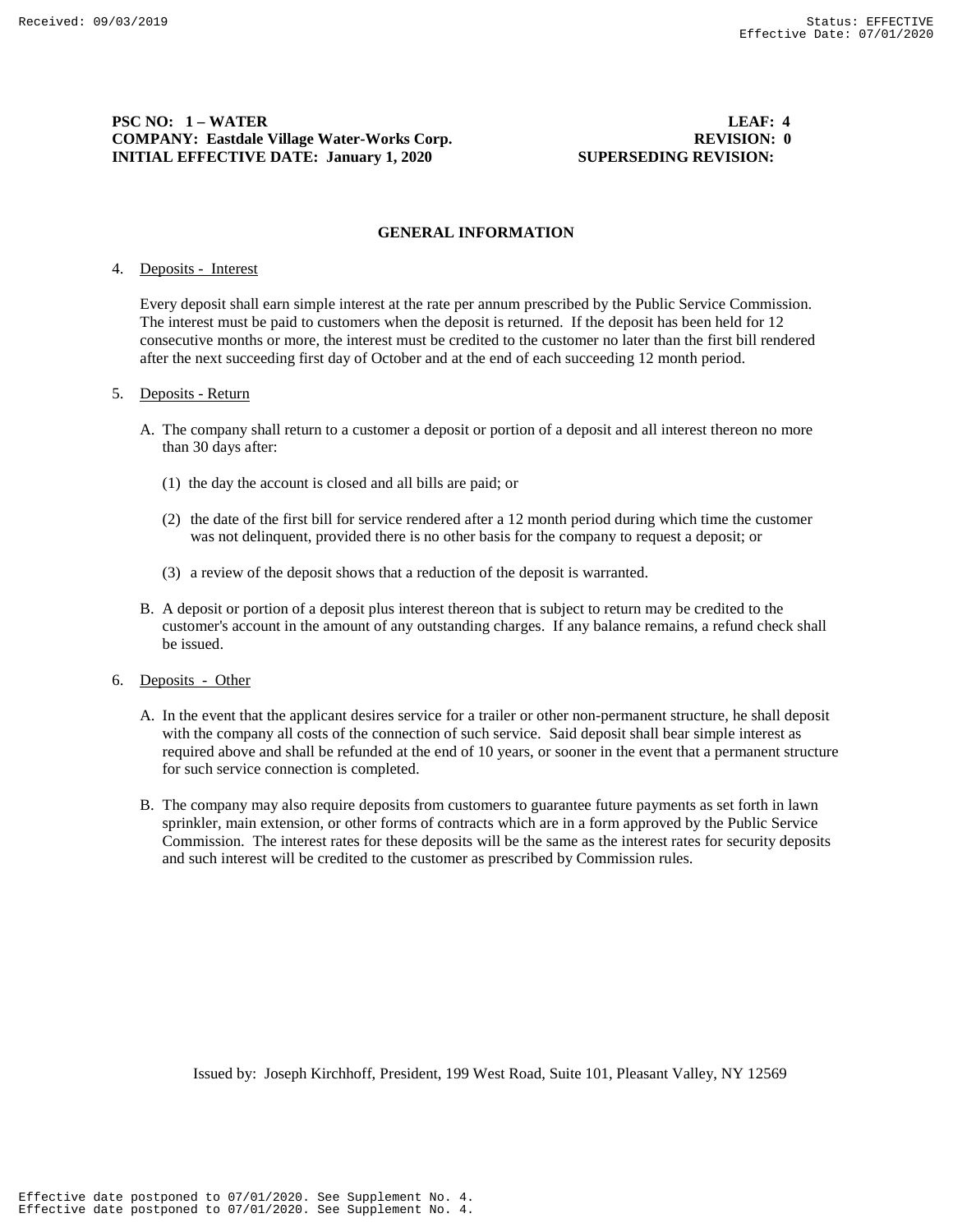PSC NO: 1 – WATER | LEAF: 4
COMPANY: Eastdale Village Water-Works Corp. | REVISION: 0
INITIAL EFFECTIVE DATE: January 1, 2020 | SUPERSEDING REVISION:

## GENERAL INFORMATION

4. Deposits - Interest

   Every deposit shall earn simple interest at the rate per annum prescribed by the Public Service Commission. The interest must be paid to customers when the deposit is returned. If the deposit has been held for 12 consecutive months or more, the interest must be credited to the customer no later than the first bill rendered after the next succeeding first day of October and at the end of each succeeding 12 month period.

5. Deposits - Return

   A. The company shall return to a customer a deposit or portion of a deposit and all interest thereon no more than 30 days after:

      (1) the day the account is closed and all bills are paid; or

      (2) the date of the first bill for service rendered after a 12 month period during which time the customer was not delinquent, provided there is no other basis for the company to request a deposit; or

      (3) a review of the deposit shows that a reduction of the deposit is warranted.

   B. A deposit or portion of a deposit plus interest thereon that is subject to return may be credited to the customer's account in the amount of any outstanding charges. If any balance remains, a refund check shall be issued.

6. Deposits - Other

   A. In the event that the applicant desires service for a trailer or other non-permanent structure, he shall deposit with the company all costs of the connection of such service. Said deposit shall bear simple interest as required above and shall be refunded at the end of 10 years, or sooner in the event that a permanent structure for such service connection is completed.

   B. The company may also require deposits from customers to guarantee future payments as set forth in lawn sprinkler, main extension, or other forms of contracts which are in a form approved by the Public Service Commission. The interest rates for these deposits will be the same as the interest rates for security deposits and such interest will be credited to the customer as prescribed by Commission rules.

Issued by: Joseph Kirchhoff, President, 199 West Road, Suite 101, Pleasant Valley, NY 12569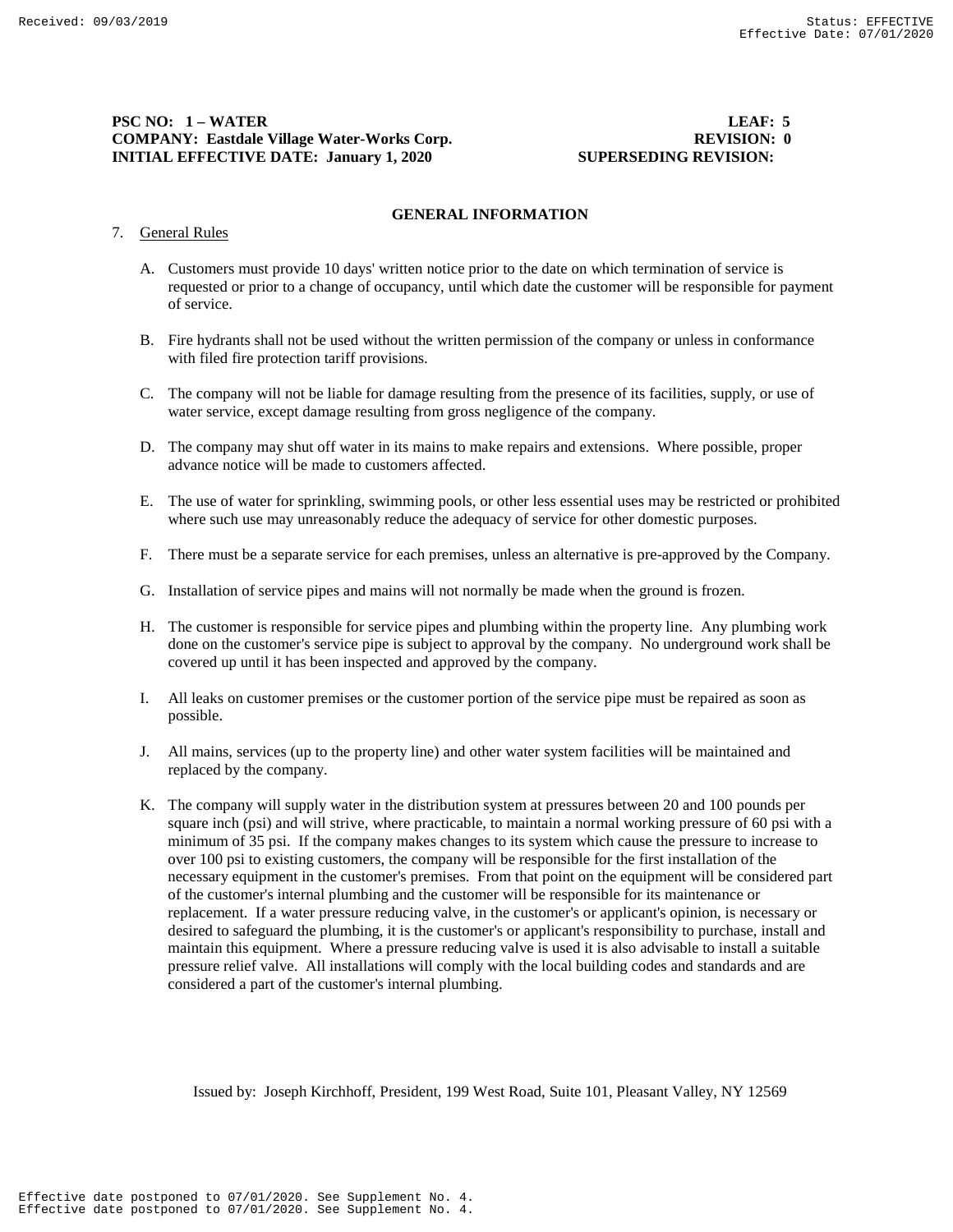**PSC NO: 1 – WATER** **LEAF: 5**
**COMPANY: Eastdale Village Water-Works Corp.** **REVISION: 0**
**INITIAL EFFECTIVE DATE: January 1, 2020** **SUPERSEDING REVISION:**

## GENERAL INFORMATION

7. General Rules

   A. Customers must provide 10 days' written notice prior to the date on which termination of service is requested or prior to a change of occupancy, until which date the customer will be responsible for payment of service.

   B. Fire hydrants shall not be used without the written permission of the company or unless in conformance with filed fire protection tariff provisions.

   C. The company will not be liable for damage resulting from the presence of its facilities, supply, or use of water service, except damage resulting from gross negligence of the company.

   D. The company may shut off water in its mains to make repairs and extensions. Where possible, proper advance notice will be made to customers affected.

   E. The use of water for sprinkling, swimming pools, or other less essential uses may be restricted or prohibited where such use may unreasonably reduce the adequacy of service for other domestic purposes.

   F. There must be a separate service for each premises, unless an alternative is pre-approved by the Company.

   G. Installation of service pipes and mains will not normally be made when the ground is frozen.

   H. The customer is responsible for service pipes and plumbing within the property line. Any plumbing work done on the customer's service pipe is subject to approval by the company. No underground work shall be covered up until it has been inspected and approved by the company.

   I. All leaks on customer premises or the customer portion of the service pipe must be repaired as soon as possible.

   J. All mains, services (up to the property line) and other water system facilities will be maintained and replaced by the company.

   K. The company will supply water in the distribution system at pressures between 20 and 100 pounds per square inch (psi) and will strive, where practicable, to maintain a normal working pressure of 60 psi with a minimum of 35 psi. If the company makes changes to its system which cause the pressure to increase to over 100 psi to existing customers, the company will be responsible for the first installation of the necessary equipment in the customer's premises. From that point on the equipment will be considered part of the customer's internal plumbing and the customer will be responsible for its maintenance or replacement. If a water pressure reducing valve, in the customer's or applicant's opinion, is necessary or desired to safeguard the plumbing, it is the customer's or applicant's responsibility to purchase, install and maintain this equipment. Where a pressure reducing valve is used it is also advisable to install a suitable pressure relief valve. All installations will comply with the local building codes and standards and are considered a part of the customer's internal plumbing.

Issued by: Joseph Kirchhoff, President, 199 West Road, Suite 101, Pleasant Valley, NY 12569

Effective date postponed to 07/01/2020. See Supplement No. 4.
Effective date postponed to 07/01/2020. See Supplement No. 4.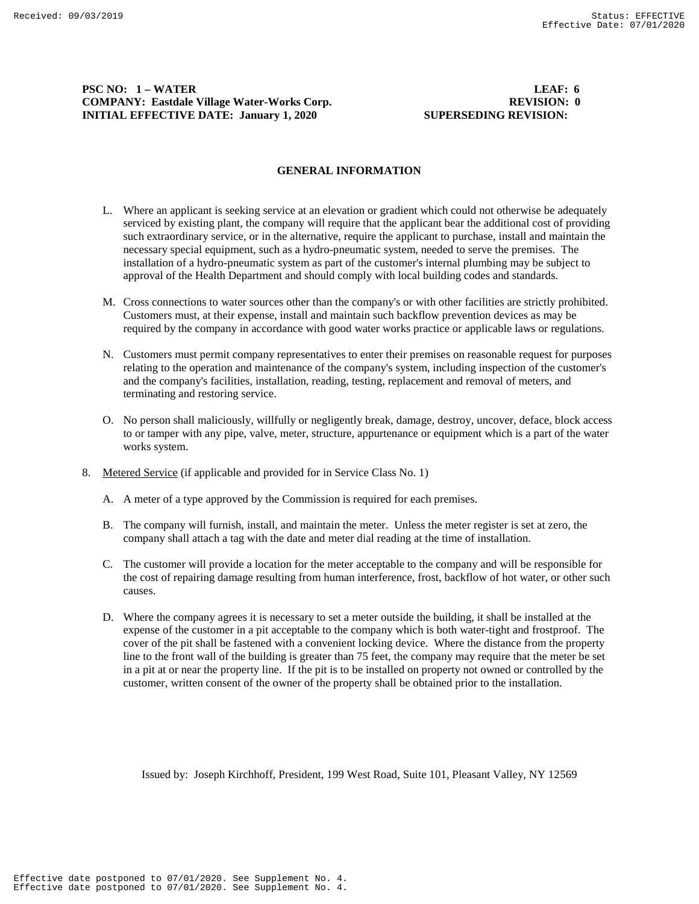**PSC NO: 1 – WATER** **LEAF: 6**
**COMPANY: Eastdale Village Water-Works Corp.** **REVISION: 0**
**INITIAL EFFECTIVE DATE: January 1, 2020** **SUPERSEDING REVISION:**

## GENERAL INFORMATION

L. Where an applicant is seeking service at an elevation or gradient which could not otherwise be adequately serviced by existing plant, the company will require that the applicant bear the additional cost of providing such extraordinary service, or in the alternative, require the applicant to purchase, install and maintain the necessary special equipment, such as a hydro-pneumatic system, needed to serve the premises. The installation of a hydro-pneumatic system as part of the customer's internal plumbing may be subject to approval of the Health Department and should comply with local building codes and standards.

M. Cross connections to water sources other than the company's or with other facilities are strictly prohibited. Customers must, at their expense, install and maintain such backflow prevention devices as may be required by the company in accordance with good water works practice or applicable laws or regulations.

N. Customers must permit company representatives to enter their premises on reasonable request for purposes relating to the operation and maintenance of the company's system, including inspection of the customer's and the company's facilities, installation, reading, testing, replacement and removal of meters, and terminating and restoring service.

O. No person shall maliciously, willfully or negligently break, damage, destroy, uncover, deface, block access to or tamper with any pipe, valve, meter, structure, appurtenance or equipment which is a part of the water works system.

8. Metered Service (if applicable and provided for in Service Class No. 1)

   A. A meter of a type approved by the Commission is required for each premises.

   B. The company will furnish, install, and maintain the meter. Unless the meter register is set at zero, the company shall attach a tag with the date and meter dial reading at the time of installation.

   C. The customer will provide a location for the meter acceptable to the company and will be responsible for the cost of repairing damage resulting from human interference, frost, backflow of hot water, or other such causes.

   D. Where the company agrees it is necessary to set a meter outside the building, it shall be installed at the expense of the customer in a pit acceptable to the company which is both water-tight and frostproof. The cover of the pit shall be fastened with a convenient locking device. Where the distance from the property line to the front wall of the building is greater than 75 feet, the company may require that the meter be set in a pit at or near the property line. If the pit is to be installed on property not owned or controlled by the customer, written consent of the owner of the property shall be obtained prior to the installation.

Issued by: Joseph Kirchhoff, President, 199 West Road, Suite 101, Pleasant Valley, NY 12569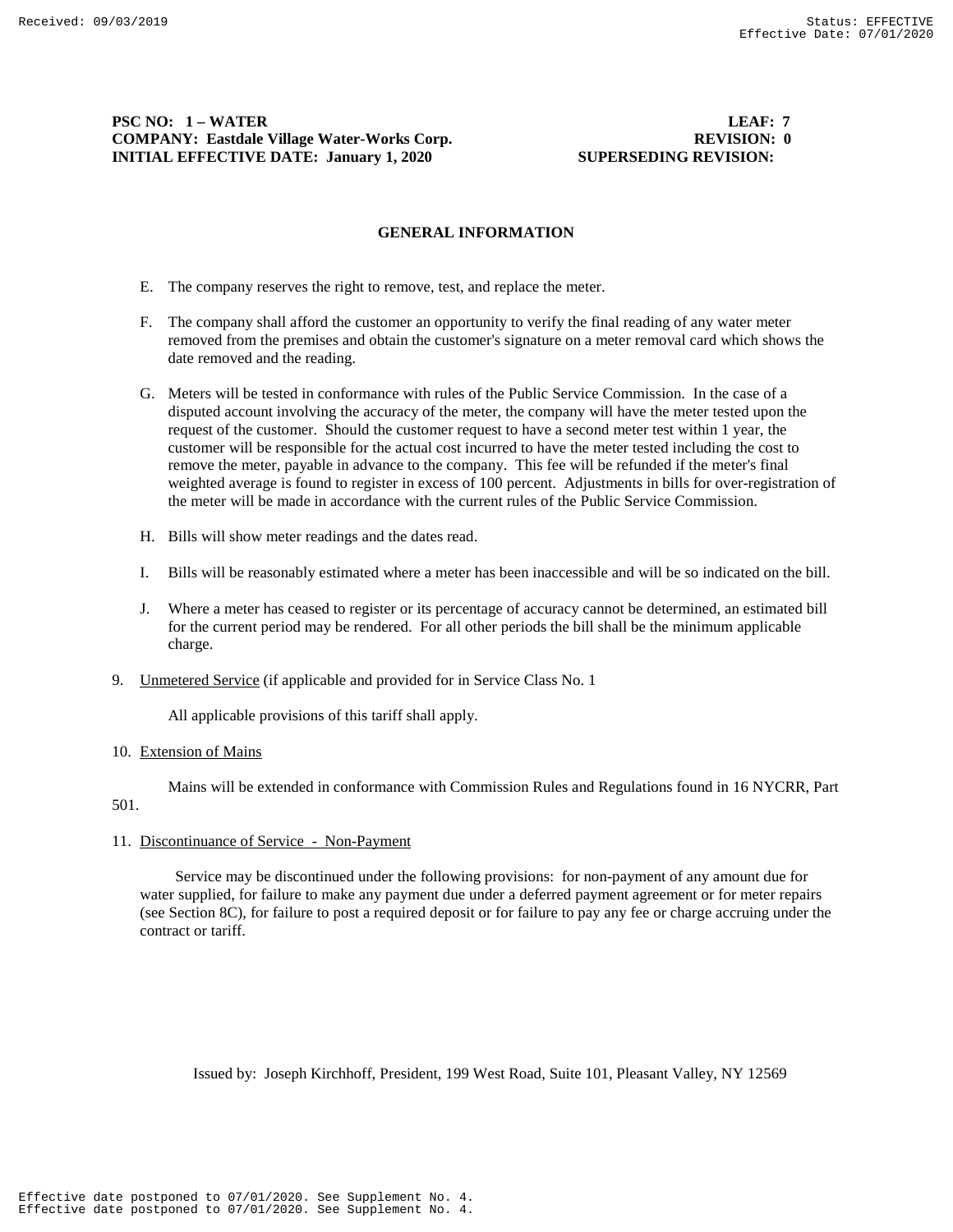# GENERAL INFORMATION

E. The company reserves the right to remove, test, and replace the meter.

F. The company shall afford the customer an opportunity to verify the final reading of any water meter removed from the premises and obtain the customer's signature on a meter removal card which shows the date removed and the reading.

G. Meters will be tested in conformance with rules of the Public Service Commission. In the case of a disputed account involving the accuracy of the meter, the company will have the meter tested upon the request of the customer. Should the customer request to have a second meter test within 1 year, the customer will be responsible for the actual cost incurred to have the meter tested including the cost to remove the meter, payable in advance to the company. This fee will be refunded if the meter's final weighted average is found to register in excess of 100 percent. Adjustments in bills for over-registration of the meter will be made in accordance with the current rules of the Public Service Commission.

H. Bills will show meter readings and the dates read.

I. Bills will be reasonably estimated where a meter has been inaccessible and will be so indicated on the bill.

J. Where a meter has ceased to register or its percentage of accuracy cannot be determined, an estimated bill for the current period may be rendered. For all other periods the bill shall be the minimum applicable charge.

9. Unmetered Service (if applicable and provided for in Service Class No. 1

All applicable provisions of this tariff shall apply.

10. Extension of Mains

Mains will be extended in conformance with Commission Rules and Regulations found in 16 NYCRR, Part 501.

11. Discontinuance of Service - Non-Payment

Service may be discontinued under the following provisions: for non-payment of any amount due for water supplied, for failure to make any payment due under a deferred payment agreement or for meter repairs (see Section 8C), for failure to post a required deposit or for failure to pay any fee or charge accruing under the contract or tariff.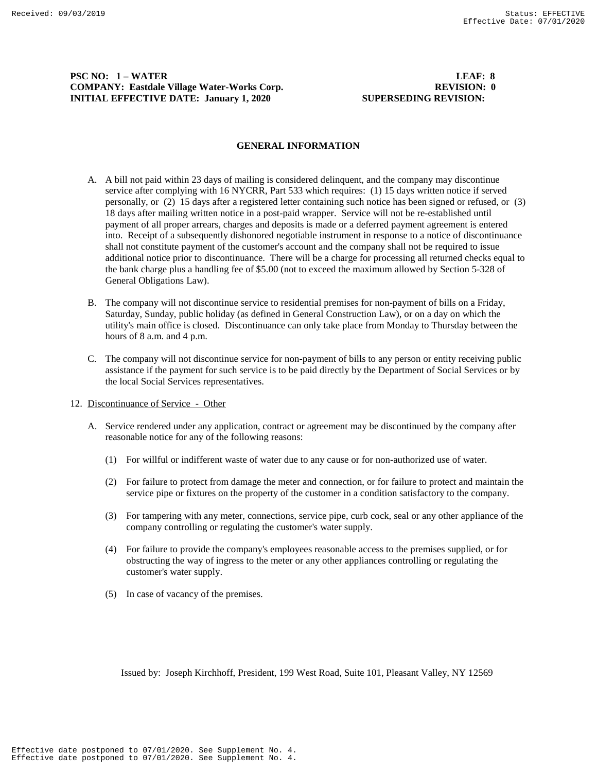**PSC NO: 1 – WATER** **LEAF: 8**
**COMPANY: Eastdale Village Water-Works Corp.** **REVISION: 0**
**INITIAL EFFECTIVE DATE: January 1, 2020** **SUPERSEDING REVISION:**

## GENERAL INFORMATION

A. A bill not paid within 23 days of mailing is considered delinquent, and the company may discontinue service after complying with 16 NYCRR, Part 533 which requires: (1) 15 days written notice if served personally, or (2) 15 days after a registered letter containing such notice has been signed or refused, or (3) 18 days after mailing written notice in a post-paid wrapper. Service will not be re-established until payment of all proper arrears, charges and deposits is made or a deferred payment agreement is entered into. Receipt of a subsequently dishonored negotiable instrument in response to a notice of discontinuance shall not constitute payment of the customer's account and the company shall not be required to issue additional notice prior to discontinuance. There will be a charge for processing all returned checks equal to the bank charge plus a handling fee of $5.00 (not to exceed the maximum allowed by Section 5-328 of General Obligations Law).

B. The company will not discontinue service to residential premises for non-payment of bills on a Friday, Saturday, Sunday, public holiday (as defined in General Construction Law), or on a day on which the utility's main office is closed. Discontinuance can only take place from Monday to Thursday between the hours of 8 a.m. and 4 p.m.

C. The company will not discontinue service for non-payment of bills to any person or entity receiving public assistance if the payment for such service is to be paid directly by the Department of Social Services or by the local Social Services representatives.

12. Discontinuance of Service - Other

A. Service rendered under any application, contract or agreement may be discontinued by the company after reasonable notice for any of the following reasons:

(1) For willful or indifferent waste of water due to any cause or for non-authorized use of water.

(2) For failure to protect from damage the meter and connection, or for failure to protect and maintain the service pipe or fixtures on the property of the customer in a condition satisfactory to the company.

(3) For tampering with any meter, connections, service pipe, curb cock, seal or any other appliance of the company controlling or regulating the customer's water supply.

(4) For failure to provide the company's employees reasonable access to the premises supplied, or for obstructing the way of ingress to the meter or any other appliances controlling or regulating the customer's water supply.

(5) In case of vacancy of the premises.

Issued by: Joseph Kirchhoff, President, 199 West Road, Suite 101, Pleasant Valley, NY 12569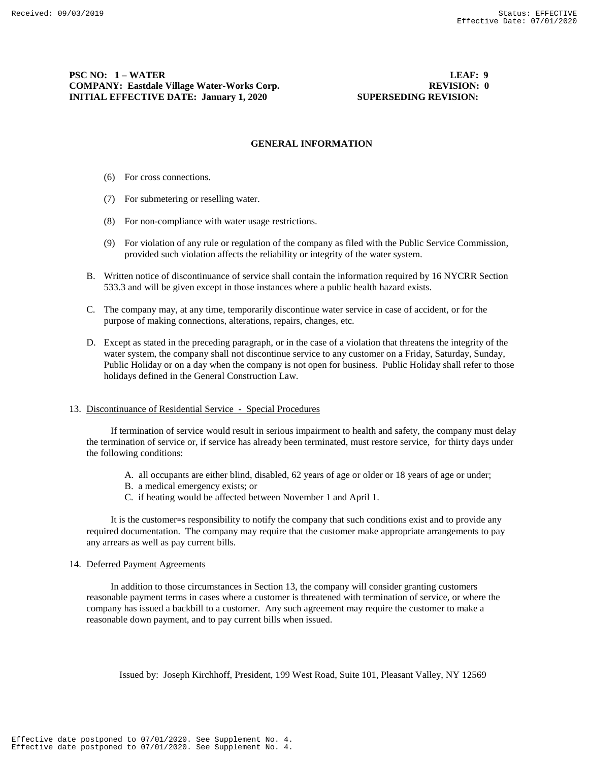**PSC NO: 1 – WATER** **LEAF: 9**
**COMPANY: Eastdale Village Water-Works Corp.** **REVISION: 0**
**INITIAL EFFECTIVE DATE: January 1, 2020** **SUPERSEDING REVISION:**

## GENERAL INFORMATION

(6) For cross connections.

(7) For submetering or reselling water.

(8) For non-compliance with water usage restrictions.

(9) For violation of any rule or regulation of the company as filed with the Public Service Commission, provided such violation affects the reliability or integrity of the water system.

B. Written notice of discontinuance of service shall contain the information required by 16 NYCRR Section 533.3 and will be given except in those instances where a public health hazard exists.

C. The company may, at any time, temporarily discontinue water service in case of accident, or for the purpose of making connections, alterations, repairs, changes, etc.

D. Except as stated in the preceding paragraph, or in the case of a violation that threatens the integrity of the water system, the company shall not discontinue service to any customer on a Friday, Saturday, Sunday, Public Holiday or on a day when the company is not open for business. Public Holiday shall refer to those holidays defined in the General Construction Law.

13. Discontinuance of Residential Service - Special Procedures

If termination of service would result in serious impairment to health and safety, the company must delay the termination of service or, if service has already been terminated, must restore service, for thirty days under the following conditions:

A. all occupants are either blind, disabled, 62 years of age or older or 18 years of age or under;
B. a medical emergency exists; or
C. if heating would be affected between November 1 and April 1.

It is the customer=s responsibility to notify the company that such conditions exist and to provide any required documentation. The company may require that the customer make appropriate arrangements to pay any arrears as well as pay current bills.

14. Deferred Payment Agreements

In addition to those circumstances in Section 13, the company will consider granting customers reasonable payment terms in cases where a customer is threatened with termination of service, or where the company has issued a backbill to a customer. Any such agreement may require the customer to make a reasonable down payment, and to pay current bills when issued.

Issued by: Joseph Kirchhoff, President, 199 West Road, Suite 101, Pleasant Valley, NY 12569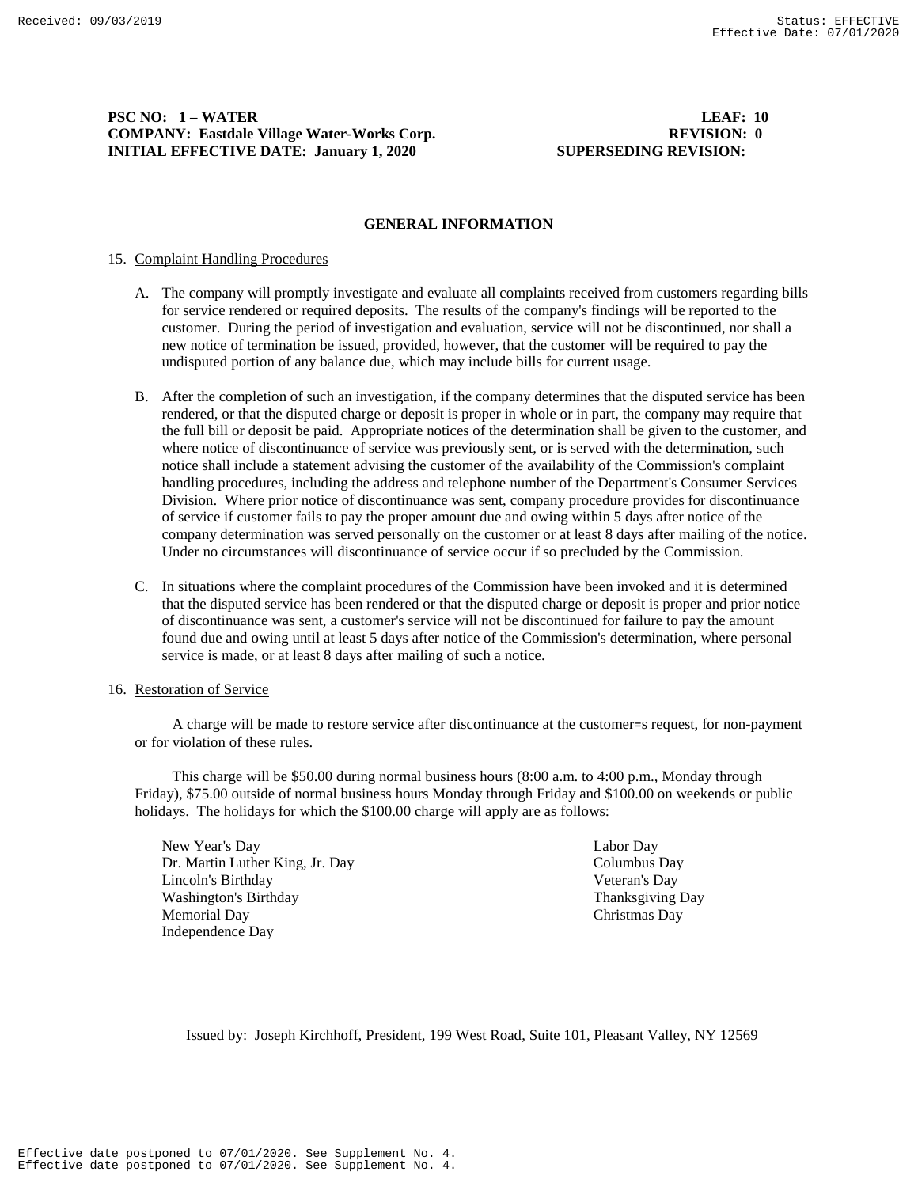**PSC NO: 1 – WATER** **LEAF: 10**
**COMPANY: Eastdale Village Water-Works Corp.** **REVISION: 0**
**INITIAL EFFECTIVE DATE: January 1, 2020** **SUPERSEDING REVISION:**

## GENERAL INFORMATION

15. Complaint Handling Procedures

   A. The company will promptly investigate and evaluate all complaints received from customers regarding bills for service rendered or required deposits. The results of the company's findings will be reported to the customer. During the period of investigation and evaluation, service will not be discontinued, nor shall a new notice of termination be issued, provided, however, that the customer will be required to pay the undisputed portion of any balance due, which may include bills for current usage.

   B. After the completion of such an investigation, if the company determines that the disputed service has been rendered, or that the disputed charge or deposit is proper in whole or in part, the company may require that the full bill or deposit be paid. Appropriate notices of the determination shall be given to the customer, and where notice of discontinuance of service was previously sent, or is served with the determination, such notice shall include a statement advising the customer of the availability of the Commission's complaint handling procedures, including the address and telephone number of the Department's Consumer Services Division. Where prior notice of discontinuance was sent, company procedure provides for discontinuance of service if customer fails to pay the proper amount due and owing within 5 days after notice of the company determination was served personally on the customer or at least 8 days after mailing of the notice. Under no circumstances will discontinuance of service occur if so precluded by the Commission.

   C. In situations where the complaint procedures of the Commission have been invoked and it is determined that the disputed service has been rendered or that the disputed charge or deposit is proper and prior notice of discontinuance was sent, a customer's service will not be discontinued for failure to pay the amount found due and owing until at least 5 days after notice of the Commission's determination, where personal service is made, or at least 8 days after mailing of such a notice.

16. Restoration of Service

   A charge will be made to restore service after discontinuance at the customer=s request, for non-payment or for violation of these rules.

   This charge will be $50.00 during normal business hours (8:00 a.m. to 4:00 p.m., Monday through Friday), $75.00 outside of normal business hours Monday through Friday and $100.00 on weekends or public holidays. The holidays for which the $100.00 charge will apply are as follows:

   New Year's Day
   Dr. Martin Luther King, Jr. Day
   Lincoln's Birthday
   Washington's Birthday
   Memorial Day
   Independence Day
   Labor Day
   Columbus Day
   Veteran's Day
   Thanksgiving Day
   Christmas Day

Issued by: Joseph Kirchhoff, President, 199 West Road, Suite 101, Pleasant Valley, NY 12569

Effective date postponed to 07/01/2020. See Supplement No. 4.
Effective date postponed to 07/01/2020. See Supplement No. 4.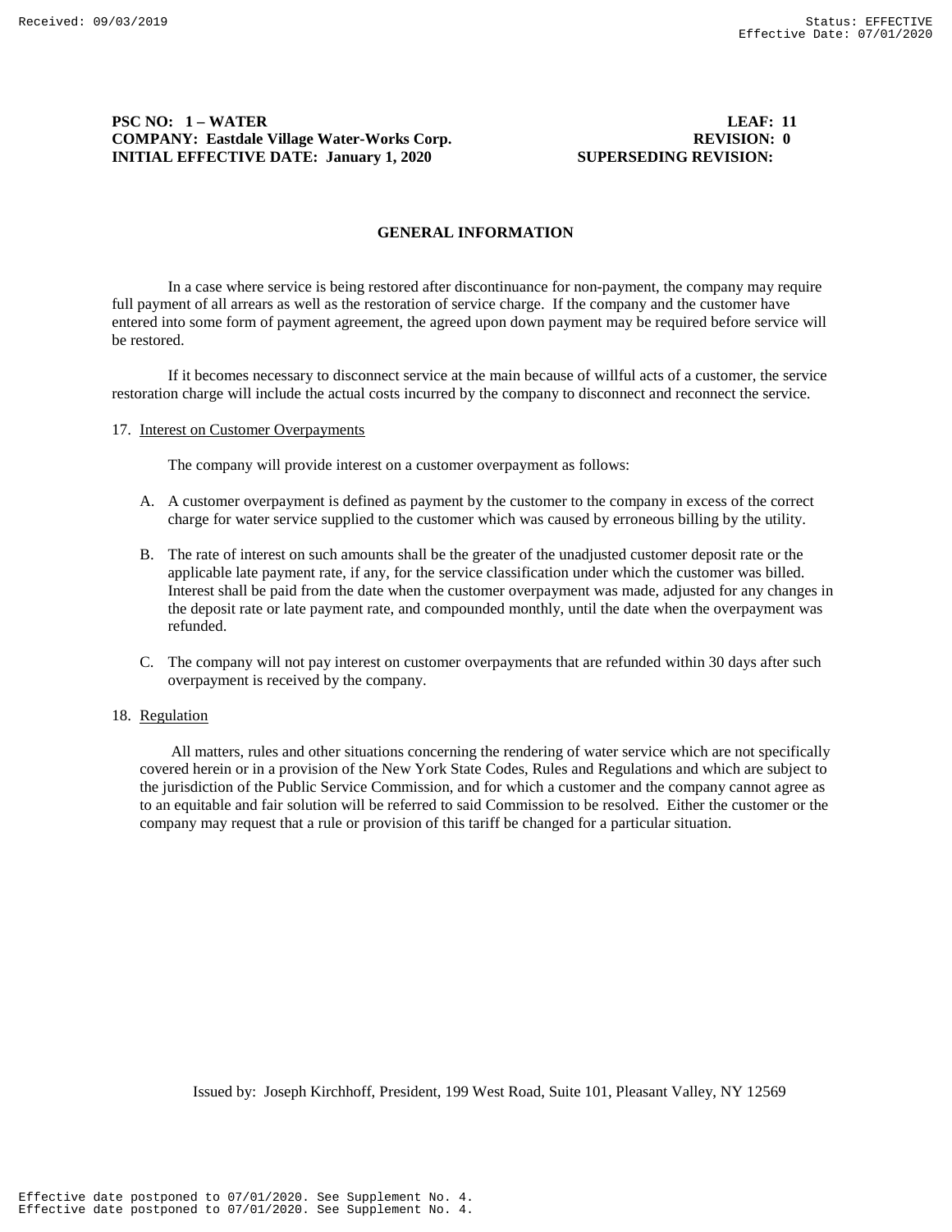**PSC NO: 1 – WATER** **LEAF: 11**
**COMPANY: Eastdale Village Water-Works Corp.** **REVISION: 0**
**INITIAL EFFECTIVE DATE: January 1, 2020** **SUPERSEDING REVISION:**

## GENERAL INFORMATION

In a case where service is being restored after discontinuance for non-payment, the company may require full payment of all arrears as well as the restoration of service charge. If the company and the customer have entered into some form of payment agreement, the agreed upon down payment may be required before service will be restored.

If it becomes necessary to disconnect service at the main because of willful acts of a customer, the service restoration charge will include the actual costs incurred by the company to disconnect and reconnect the service.

17. Interest on Customer Overpayments

The company will provide interest on a customer overpayment as follows:

A. A customer overpayment is defined as payment by the customer to the company in excess of the correct charge for water service supplied to the customer which was caused by erroneous billing by the utility.

B. The rate of interest on such amounts shall be the greater of the unadjusted customer deposit rate or the applicable late payment rate, if any, for the service classification under which the customer was billed. Interest shall be paid from the date when the customer overpayment was made, adjusted for any changes in the deposit rate or late payment rate, and compounded monthly, until the date when the overpayment was refunded.

C. The company will not pay interest on customer overpayments that are refunded within 30 days after such overpayment is received by the company.

18. Regulation

All matters, rules and other situations concerning the rendering of water service which are not specifically covered herein or in a provision of the New York State Codes, Rules and Regulations and which are subject to the jurisdiction of the Public Service Commission, and for which a customer and the company cannot agree as to an equitable and fair solution will be referred to said Commission to be resolved. Either the customer or the company may request that a rule or provision of this tariff be changed for a particular situation.

Issued by: Joseph Kirchhoff, President, 199 West Road, Suite 101, Pleasant Valley, NY 12569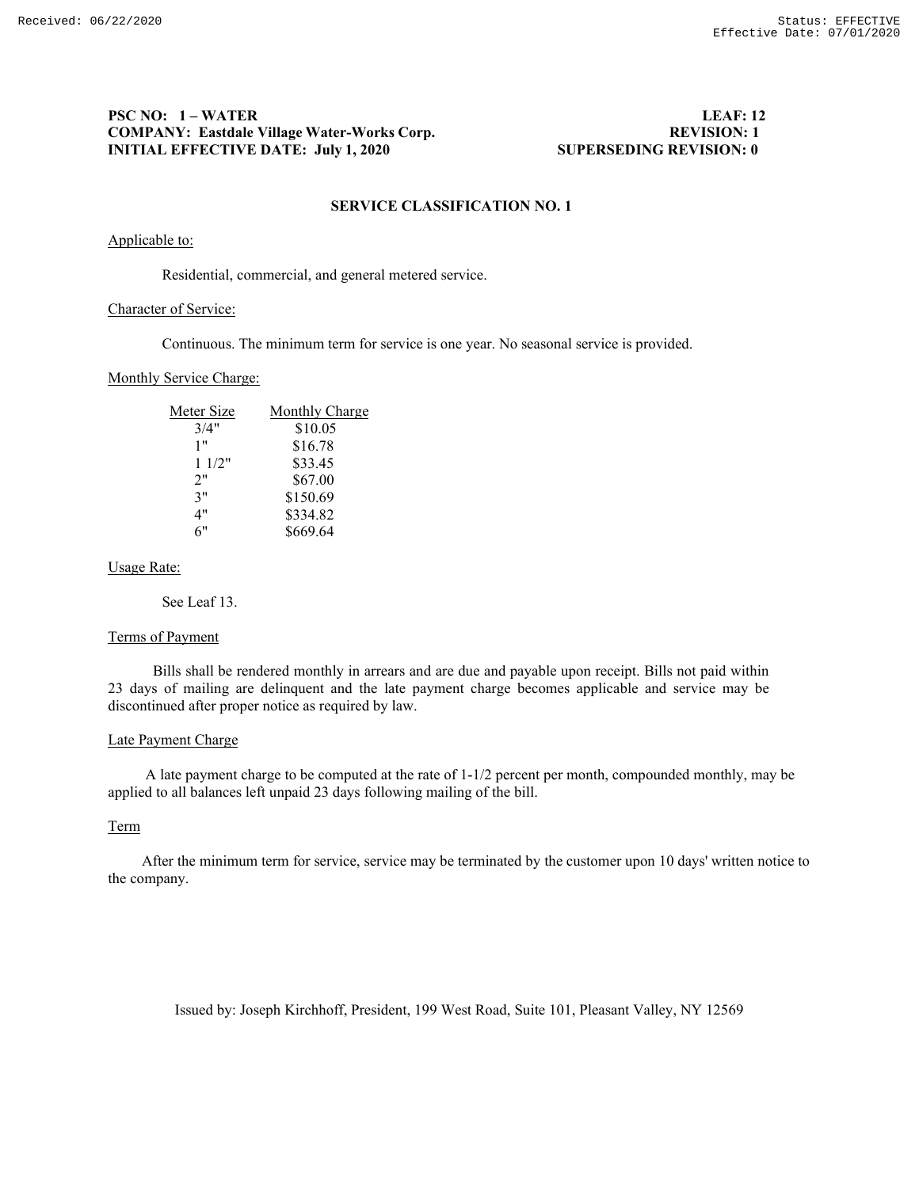**PSC NO: 1 – WATER** **LEAF: 12**
**COMPANY: Eastdale Village Water-Works Corp.** **REVISION: 1**
**INITIAL EFFECTIVE DATE: July 1, 2020** **SUPERSEDING REVISION: 0**

## SERVICE CLASSIFICATION NO. 1

Applicable to:

Residential, commercial, and general metered service.

Character of Service:

Continuous. The minimum term for service is one year. No seasonal service is provided.

Monthly Service Charge:

| Meter Size | Monthly Charge |
|---|---|
| 3/4" | $10.05 |
| 1" | $16.78 |
| 1 1/2" | $33.45 |
| 2" | $67.00 |
| 3" | $150.69 |
| 4" | $334.82 |
| 6" | $669.64 |

Usage Rate:

See Leaf 13.

Terms of Payment

Bills shall be rendered monthly in arrears and are due and payable upon receipt. Bills not paid within 23 days of mailing are delinquent and the late payment charge becomes applicable and service may be discontinued after proper notice as required by law.

Late Payment Charge

A late payment charge to be computed at the rate of 1-1/2 percent per month, compounded monthly, may be applied to all balances left unpaid 23 days following mailing of the bill.

Term

After the minimum term for service, service may be terminated by the customer upon 10 days' written notice to the company.

Issued by: Joseph Kirchhoff, President, 199 West Road, Suite 101, Pleasant Valley, NY 12569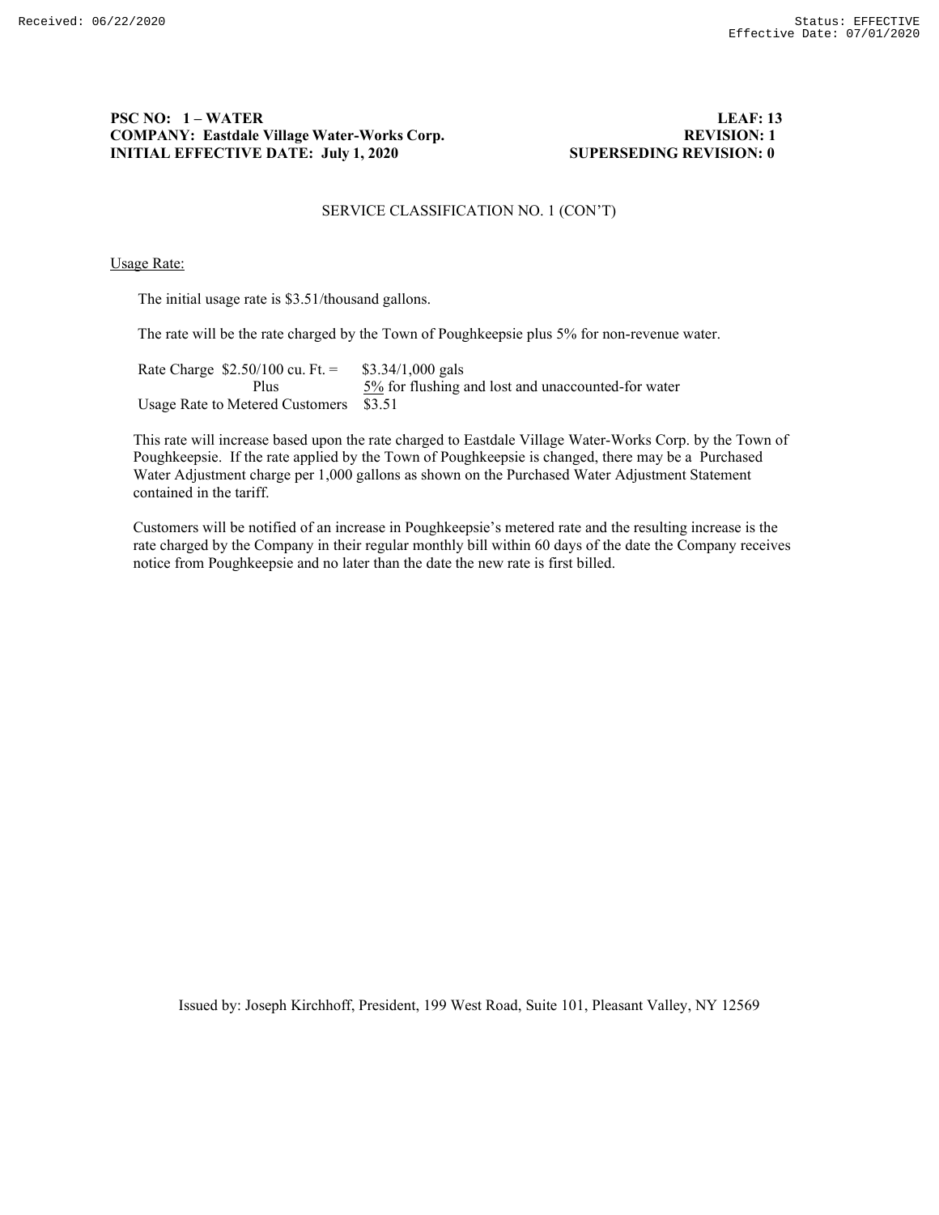**PSC NO: 1 – WATER** **LEAF: 13**
**COMPANY: Eastdale Village Water-Works Corp.** **REVISION: 1**
**INITIAL EFFECTIVE DATE: July 1, 2020** **SUPERSEDING REVISION: 0**

SERVICE CLASSIFICATION NO. 1 (CON'T)

<u>Usage Rate:</u>

The initial usage rate is $3.51/thousand gallons.

The rate will be the rate charged by the Town of Poughkeepsie plus 5% for non-revenue water.

| | |
|---|---|
| Rate Charge $2.50/100 cu. Ft. = | $3.34/1,000 gals |
| Plus | <u>5%</u> for flushing and lost and unaccounted-for water |
| Usage Rate to Metered Customers | $3.51 |

This rate will increase based upon the rate charged to Eastdale Village Water-Works Corp. by the Town of Poughkeepsie. If the rate applied by the Town of Poughkeepsie is changed, there may be a Purchased Water Adjustment charge per 1,000 gallons as shown on the Purchased Water Adjustment Statement contained in the tariff.

Customers will be notified of an increase in Poughkeepsie's metered rate and the resulting increase is the rate charged by the Company in their regular monthly bill within 60 days of the date the Company receives notice from Poughkeepsie and no later than the date the new rate is first billed.

Issued by: Joseph Kirchhoff, President, 199 West Road, Suite 101, Pleasant Valley, NY 12569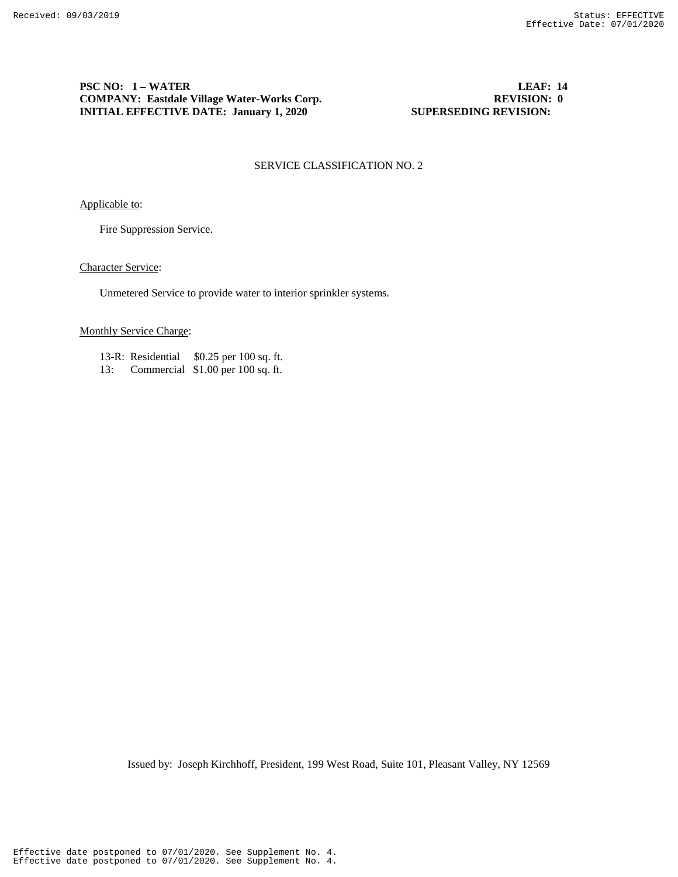**PSC NO: 1 – WATER** **LEAF: 14**
**COMPANY: Eastdale Village Water-Works Corp.** **REVISION: 0**
**INITIAL EFFECTIVE DATE: January 1, 2020** **SUPERSEDING REVISION:**

SERVICE CLASSIFICATION NO. 2

Applicable to:

Fire Suppression Service.

Character Service:

Unmetered Service to provide water to interior sprinkler systems.

Monthly Service Charge:

| | | |
|---|---|---|
| 13-R: | Residential | $0.25 per 100 sq. ft. |
| 13: | Commercial | $1.00 per 100 sq. ft. |

Issued by: Joseph Kirchhoff, President, 199 West Road, Suite 101, Pleasant Valley, NY 12569

Effective date postponed to 07/01/2020. See Supplement No. 4.
Effective date postponed to 07/01/2020. See Supplement No. 4.